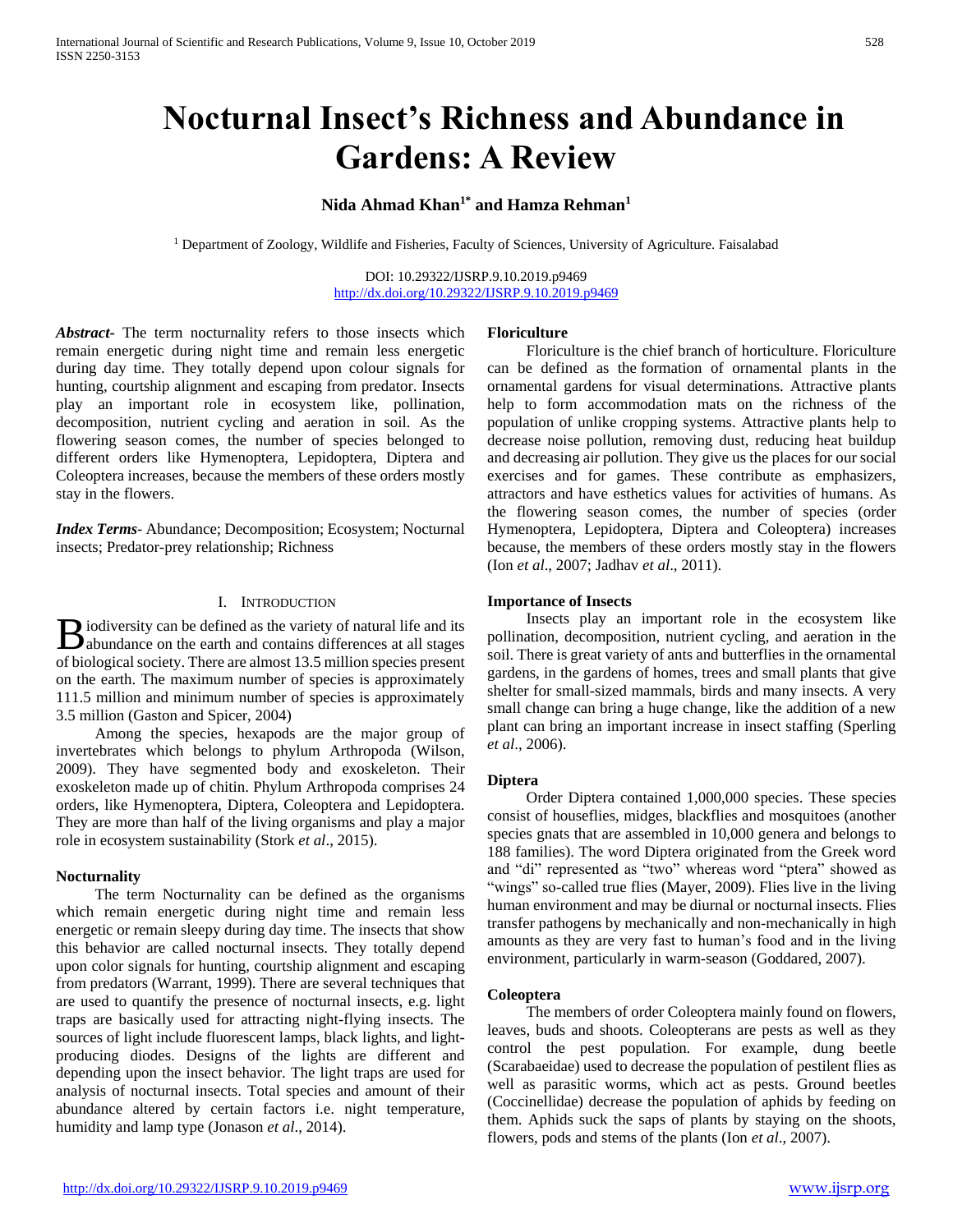# Nocturnal Insect's Richness and Abundance in Gardens: A Review

**Nida Ahmad Khan[1*] and Hamza Rehman[1]**

[1] Department of Zoology, Wildlife and Fisheries, Faculty of Sciences, University of Agriculture. Faisalabad

DOI: 10.29322/IJSRP.9.10.2019.p9469
http://dx.doi.org/10.29322/IJSRP.9.10.2019.p9469

***Abstract***- The term nocturnality refers to those insects which remain energetic during night time and remain less energetic during day time. They totally depend upon colour signals for hunting, courtship alignment and escaping from predator. Insects play an important role in ecosystem like, pollination, decomposition, nutrient cycling and aeration in soil. As the flowering season comes, the number of species belonged to different orders like Hymenoptera, Lepidoptera, Diptera and Coleoptera increases, because the members of these orders mostly stay in the flowers.

***Index Terms***- Abundance; Decomposition; Ecosystem; Nocturnal insects; Predator-prey relationship; Richness

## I. Introduction

Biodiversity can be defined as the variety of natural life and its abundance on the earth and contains differences at all stages of biological society. There are almost 13.5 million species present on the earth. The maximum number of species is approximately 111.5 million and minimum number of species is approximately 3.5 million (Gaston and Spicer, 2004)

Among the species, hexapods are the major group of invertebrates which belongs to phylum Arthropoda (Wilson, 2009). They have segmented body and exoskeleton. Their exoskeleton made up of chitin. Phylum Arthropoda comprises 24 orders, like Hymenoptera, Diptera, Coleoptera and Lepidoptera. They are more than half of the living organisms and play a major role in ecosystem sustainability (Stork *et al*., 2015).

### Nocturnality

The term Nocturnality can be defined as the organisms which remain energetic during night time and remain less energetic or remain sleepy during day time. The insects that show this behavior are called nocturnal insects. They totally depend upon color signals for hunting, courtship alignment and escaping from predators (Warrant, 1999). There are several techniques that are used to quantify the presence of nocturnal insects, e.g. light traps are basically used for attracting night-flying insects. The sources of light include fluorescent lamps, black lights, and light-producing diodes. Designs of the lights are different and depending upon the insect behavior. The light traps are used for analysis of nocturnal insects. Total species and amount of their abundance altered by certain factors i.e. night temperature, humidity and lamp type (Jonason *et al*., 2014).

### Floriculture

Floriculture is the chief branch of horticulture. Floriculture can be defined as the formation of ornamental plants in the ornamental gardens for visual determinations. Attractive plants help to form accommodation mats on the richness of the population of unlike cropping systems. Attractive plants help to decrease noise pollution, removing dust, reducing heat buildup and decreasing air pollution. They give us the places for our social exercises and for games. These contribute as emphasizers, attractors and have esthetics values for activities of humans. As the flowering season comes, the number of species (order Hymenoptera, Lepidoptera, Diptera and Coleoptera) increases because, the members of these orders mostly stay in the flowers (Ion *et al*., 2007; Jadhav *et al*., 2011).

### Importance of Insects

Insects play an important role in the ecosystem like pollination, decomposition, nutrient cycling, and aeration in the soil. There is great variety of ants and butterflies in the ornamental gardens, in the gardens of homes, trees and small plants that give shelter for small-sized mammals, birds and many insects. A very small change can bring a huge change, like the addition of a new plant can bring an important increase in insect staffing (Sperling *et al*., 2006).

### Diptera

Order Diptera contained 1,000,000 species. These species consist of houseflies, midges, blackflies and mosquitoes (another species gnats that are assembled in 10,000 genera and belongs to 188 families). The word Diptera originated from the Greek word and "di" represented as "two" whereas word "ptera" showed as "wings" so-called true flies (Mayer, 2009). Flies live in the living human environment and may be diurnal or nocturnal insects. Flies transfer pathogens by mechanically and non-mechanically in high amounts as they are very fast to human's food and in the living environment, particularly in warm-season (Goddared, 2007).

### Coleoptera

The members of order Coleoptera mainly found on flowers, leaves, buds and shoots. Coleopterans are pests as well as they control the pest population. For example, dung beetle (Scarabaeidae) used to decrease the population of pestilent flies as well as parasitic worms, which act as pests. Ground beetles (Coccinellidae) decrease the population of aphids by feeding on them. Aphids suck the saps of plants by staying on the shoots, flowers, pods and stems of the plants (Ion *et al*., 2007).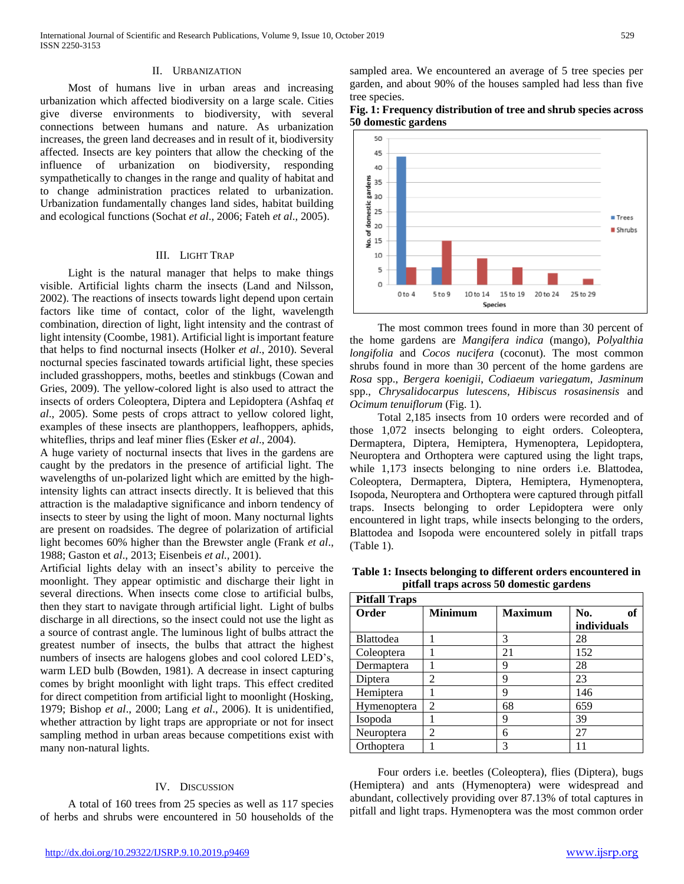## II. Urbanization

Most of humans live in urban areas and increasing urbanization which affected biodiversity on a large scale. Cities give diverse environments to biodiversity, with several connections between humans and nature. As urbanization increases, the green land decreases and in result of it, biodiversity affected. Insects are key pointers that allow the checking of the influence of urbanization on biodiversity, responding sympathetically to changes in the range and quality of habitat and to change administration practices related to urbanization. Urbanization fundamentally changes land sides, habitat building and ecological functions (Sochat *et al*., 2006; Fateh *et al*., 2005).

## III. Light Trap

Light is the natural manager that helps to make things visible. Artificial lights charm the insects (Land and Nilsson, 2002). The reactions of insects towards light depend upon certain factors like time of contact, color of the light, wavelength combination, direction of light, light intensity and the contrast of light intensity (Coombe, 1981). Artificial light is important feature that helps to find nocturnal insects (Holker *et al*., 2010). Several nocturnal species fascinated towards artificial light, these species included grasshoppers, moths, beetles and stinkbugs (Cowan and Gries, 2009). The yellow-colored light is also used to attract the insects of orders Coleoptera, Diptera and Lepidoptera (Ashfaq *et al*., 2005). Some pests of crops attract to yellow colored light, examples of these insects are planthoppers, leafhoppers, aphids, whiteflies, thrips and leaf miner flies (Esker *et al*., 2004).

A huge variety of nocturnal insects that lives in the gardens are caught by the predators in the presence of artificial light. The wavelengths of un-polarized light which are emitted by the high-intensity lights can attract insects directly. It is believed that this attraction is the maladaptive significance and inborn tendency of insects to steer by using the light of moon. Many nocturnal lights are present on roadsides. The degree of polarization of artificial light becomes 60% higher than the Brewster angle (Frank *et al*., 1988; Gaston et *al*., 2013; Eisenbeis *et al.*, 2001).

Artificial lights delay with an insect's ability to perceive the moonlight. They appear optimistic and discharge their light in several directions. When insects come close to artificial bulbs, then they start to navigate through artificial light. Light of bulbs discharge in all directions, so the insect could not use the light as a source of contrast angle. The luminous light of bulbs attract the greatest number of insects, the bulbs that attract the highest numbers of insects are halogens globes and cool colored LED's, warm LED bulb (Bowden, 1981). A decrease in insect capturing comes by bright moonlight with light traps. This effect credited for direct competition from artificial light to moonlight (Hosking, 1979; Bishop *et al*., 2000; Lang *et al*., 2006). It is unidentified, whether attraction by light traps are appropriate or not for insect sampling method in urban areas because competitions exist with many non-natural lights.

## IV. Discussion

A total of 160 trees from 25 species as well as 117 species of herbs and shrubs were encountered in 50 households of the sampled area. We encountered an average of 5 tree species per garden, and about 90% of the houses sampled had less than five tree species.

**Fig. 1: Frequency distribution of tree and shrub species across 50 domestic gardens**

The most common trees found in more than 30 percent of the home gardens are *Mangifera indica* (mango), *Polyalthia longifolia* and *Cocos nucifera* (coconut). The most common shrubs found in more than 30 percent of the home gardens are *Rosa* spp., *Bergera koenigii*, *Codiaeum variegatum*, *Jasminum* spp., *Chrysalidocarpus lutescens*, *Hibiscus rosasinensis* and *Ocimum tenuiflorum* (Fig. 1).

Total 2,185 insects from 10 orders were recorded and of those 1,072 insects belonging to eight orders. Coleoptera, Dermaptera, Diptera, Hemiptera, Hymenoptera, Lepidoptera, Neuroptera and Orthoptera were captured using the light traps, while 1,173 insects belonging to nine orders i.e. Blattodea, Coleoptera, Dermaptera, Diptera, Hemiptera, Hymenoptera, Isopoda, Neuroptera and Orthoptera were captured through pitfall traps. Insects belonging to order Lepidoptera were only encountered in light traps, while insects belonging to the orders, Blattodea and Isopoda were encountered solely in pitfall traps (Table 1).

**Table 1: Insects belonging to different orders encountered in pitfall traps across 50 domestic gardens**

| Pitfall Traps | | | |
|---|---|---|---|
| **Order** | **Minimum** | **Maximum** | **No. of individuals** |
| Blattodea | 1 | 3 | 28 |
| Coleoptera | 1 | 21 | 152 |
| Dermaptera | 1 | 9 | 28 |
| Diptera | 2 | 9 | 23 |
| Hemiptera | 1 | 9 | 146 |
| Hymenoptera | 2 | 68 | 659 |
| Isopoda | 1 | 9 | 39 |
| Neuroptera | 2 | 6 | 27 |
| Orthoptera | 1 | 3 | 11 |

Four orders i.e. beetles (Coleoptera), flies (Diptera), bugs (Hemiptera) and ants (Hymenoptera) were widespread and abundant, collectively providing over 87.13% of total captures in pitfall and light traps. Hymenoptera was the most common order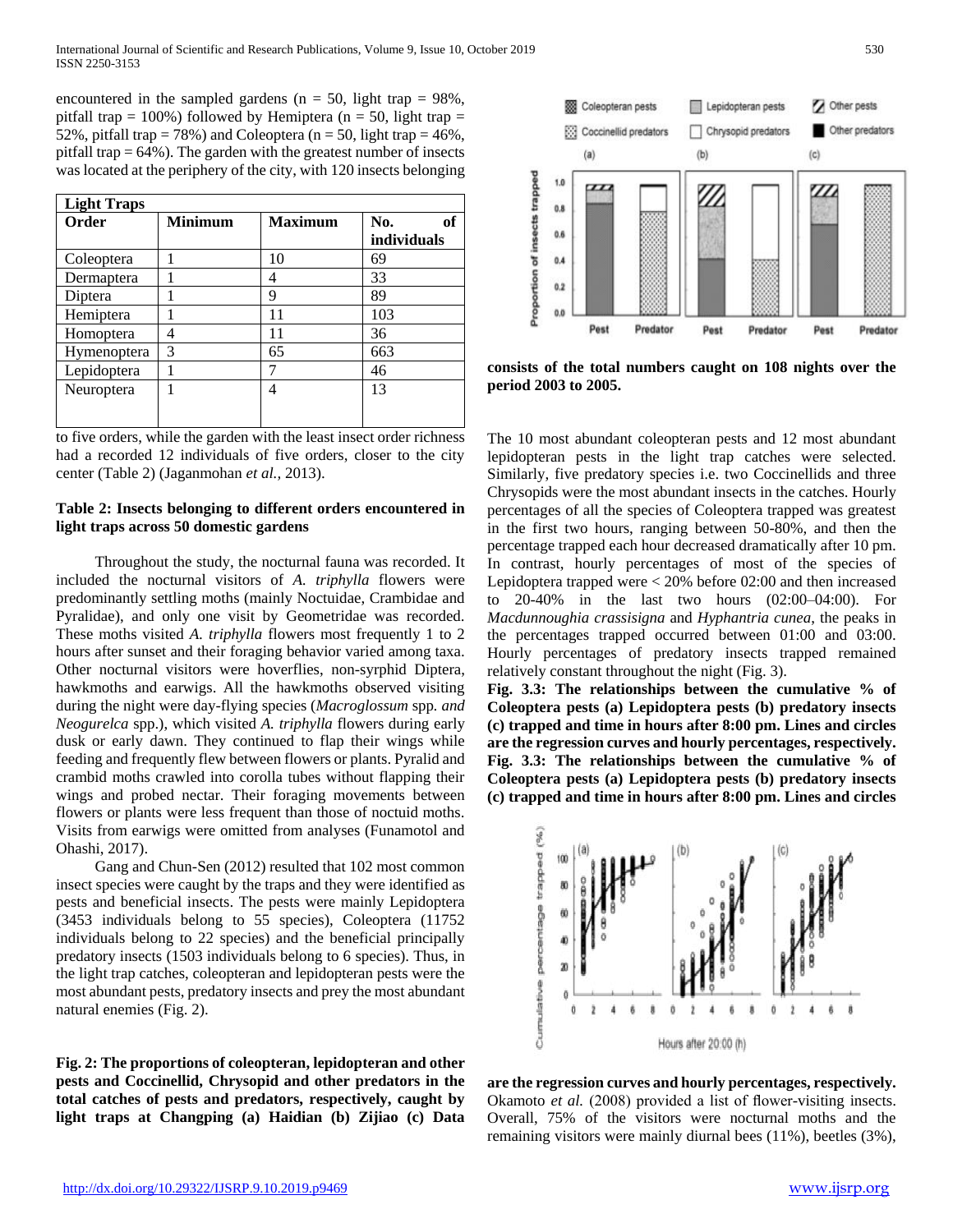encountered in the sampled gardens (n = 50, light trap = 98%, pitfall trap = 100%) followed by Hemiptera (n = 50, light trap = 52%, pitfall trap = 78%) and Coleoptera (n = 50, light trap = 46%, pitfall trap = 64%). The garden with the greatest number of insects was located at the periphery of the city, with 120 insects belonging to five orders, while the garden with the least insect order richness had a recorded 12 individuals of five orders, closer to the city center (Table 2) (Jaganmohan *et al.,* 2013).

| Light Traps | | | |
|---|---|---|---|
| **Order** | **Minimum** | **Maximum** | **No. of individuals** |
| Coleoptera | 1 | 10 | 69 |
| Dermaptera | 1 | 4 | 33 |
| Diptera | 1 | 9 | 89 |
| Hemiptera | 1 | 11 | 103 |
| Homoptera | 4 | 11 | 36 |
| Hymenoptera | 3 | 65 | 663 |
| Lepidoptera | 1 | 7 | 46 |
| Neuroptera | 1 | 4 | 13 |

**Table 2: Insects belonging to different orders encountered in light traps across 50 domestic gardens**

Throughout the study, the nocturnal fauna was recorded. It included the nocturnal visitors of *A. triphylla* flowers were predominantly settling moths (mainly Noctuidae, Crambidae and Pyralidae), and only one visit by Geometridae was recorded. These moths visited *A. triphylla* flowers most frequently 1 to 2 hours after sunset and their foraging behavior varied among taxa. Other nocturnal visitors were hoverflies, non-syrphid Diptera, hawkmoths and earwigs. All the hawkmoths observed visiting during the night were day-flying species (*Macroglossum* spp. *and Neogurelca* spp.), which visited *A. triphylla* flowers during early dusk or early dawn. They continued to flap their wings while feeding and frequently flew between flowers or plants. Pyralid and crambid moths crawled into corolla tubes without flapping their wings and probed nectar. Their foraging movements between flowers or plants were less frequent than those of noctuid moths. Visits from earwigs were omitted from analyses (Funamotol and Ohashi, 2017).

Gang and Chun-Sen (2012) resulted that 102 most common insect species were caught by the traps and they were identified as pests and beneficial insects. The pests were mainly Lepidoptera (3453 individuals belong to 55 species), Coleoptera (11752 individuals belong to 22 species) and the beneficial principally predatory insects (1503 individuals belong to 6 species). Thus, in the light trap catches, coleopteran and lepidopteran pests were the most abundant pests, predatory insects and prey the most abundant natural enemies (Fig. 2).

**Fig. 2: The proportions of coleopteran, lepidopteran and other pests and Coccinellid, Chrysopid and other predators in the total catches of pests and predators, respectively, caught by light traps at Changping (a) Haidian (b) Zijiao (c) Data consists of the total numbers caught on 108 nights over the period 2003 to 2005.**

The 10 most abundant coleopteran pests and 12 most abundant lepidopteran pests in the light trap catches were selected. Similarly, five predatory species i.e. two Coccinellids and three Chrysopids were the most abundant insects in the catches. Hourly percentages of all the species of Coleoptera trapped was greatest in the first two hours, ranging between 50-80%, and then the percentage trapped each hour decreased dramatically after 10 pm. In contrast, hourly percentages of most of the species of Lepidoptera trapped were < 20% before 02:00 and then increased to 20-40% in the last two hours (02:00–04:00). For *Macdunnoughia crassisigna* and *Hyphantria cunea*, the peaks in the percentages trapped occurred between 01:00 and 03:00. Hourly percentages of predatory insects trapped remained relatively constant throughout the night (Fig. 3).

**Fig. 3.3: The relationships between the cumulative % of Coleoptera pests (a) Lepidoptera pests (b) predatory insects (c) trapped and time in hours after 8:00 pm. Lines and circles are the regression curves and hourly percentages, respectively.**

**Fig. 3.3: The relationships between the cumulative % of Coleoptera pests (a) Lepidoptera pests (b) predatory insects (c) trapped and time in hours after 8:00 pm. Lines and circles are the regression curves and hourly percentages, respectively.**

Okamoto *et al.* (2008) provided a list of flower-visiting insects. Overall, 75% of the visitors were nocturnal moths and the remaining visitors were mainly diurnal bees (11%), beetles (3%),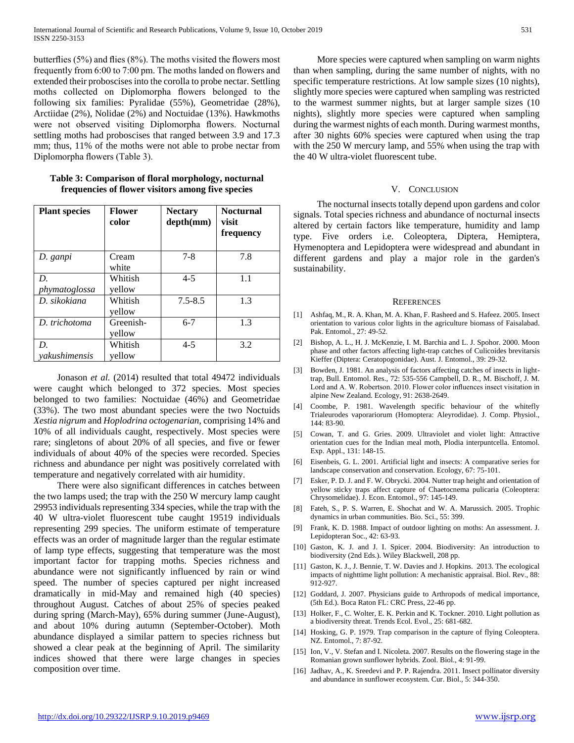butterflies (5%) and flies (8%). The moths visited the flowers most frequently from 6:00 to 7:00 pm. The moths landed on flowers and extended their probosces into the corolla to probe nectar. Settling moths collected on Diplomorpha flowers belonged to the following six families: Pyralidae (55%), Geometridae (28%), Arctiidae (2%), Nolidae (2%) and Noctuidae (13%). Hawkmoths were not observed visiting Diplomorpha flowers. Nocturnal settling moths had proboscises that ranged between 3.9 and 17.3 mm; thus, 11% of the moths were not able to probe nectar from Diplomorpha flowers (Table 3).

**Table 3: Comparison of floral morphology, nocturnal frequencies of flower visitors among five species**

| Plant species | Flower color | Nectary depth(mm) | Nocturnal visit frequency |
|---|---|---|---|
| *D. ganpi* | Cream white | 7-8 | 7.8 |
| *D. phymatoglossa* | Whitish yellow | 4-5 | 1.1 |
| *D. sikokiana* | Whitish yellow | 7.5-8.5 | 1.3 |
| *D. trichotoma* | Greenish-yellow | 6-7 | 1.3 |
| *D. yakushimensis* | Whitish yellow | 4-5 | 3.2 |

Jonason *et al.* (2014) resulted that total 49472 individuals were caught which belonged to 372 species. Most species belonged to two families: Noctuidae (46%) and Geometridae (33%). The two most abundant species were the two Noctuids *Xestia nigrum* and *Hoplodrina octogenarian*, comprising 14% and 10% of all individuals caught, respectively. Most species were rare; singletons of about 20% of all species, and five or fewer individuals of about 40% of the species were recorded. Species richness and abundance per night was positively correlated with temperature and negatively correlated with air humidity.

There were also significant differences in catches between the two lamps used; the trap with the 250 W mercury lamp caught 29953 individuals representing 334 species, while the trap with the 40 W ultra-violet fluorescent tube caught 19519 individuals representing 299 species. The uniform estimate of temperature effects was an order of magnitude larger than the regular estimate of lamp type effects, suggesting that temperature was the most important factor for trapping moths. Species richness and abundance were not significantly influenced by rain or wind speed. The number of species captured per night increased dramatically in mid-May and remained high (40 species) throughout August. Catches of about 25% of species peaked during spring (March-May), 65% during summer (June-August), and about 10% during autumn (September-October). Moth abundance displayed a similar pattern to species richness but showed a clear peak at the beginning of April. The similarity indices showed that there were large changes in species composition over time.

More species were captured when sampling on warm nights than when sampling, during the same number of nights, with no specific temperature restrictions. At low sample sizes (10 nights), slightly more species were captured when sampling was restricted to the warmest summer nights, but at larger sample sizes (10 nights), slightly more species were captured when sampling during the warmest nights of each month. During warmest months, after 30 nights 60% species were captured when using the trap with the 250 W mercury lamp, and 55% when using the trap with the 40 W ultra-violet fluorescent tube.

## V. Conclusion

The nocturnal insects totally depend upon gardens and color signals. Total species richness and abundance of nocturnal insects altered by certain factors like temperature, humidity and lamp type. Five orders i.e. Coleoptera, Diptera, Hemiptera, Hymenoptera and Lepidoptera were widespread and abundant in different gardens and play a major role in the garden's sustainability.

## References

[1] Ashfaq, M., R. A. Khan, M. A. Khan, F. Rasheed and S. Hafeez. 2005. Insect orientation to various color lights in the agriculture biomass of Faisalabad. Pak. Entomol., 27: 49-52.

[2] Bishop, A. L., H. J. McKenzie, I. M. Barchia and L. J. Spohor. 2000. Moon phase and other factors affecting light-trap catches of Culicoides brevitarsis Kieffer (Diptera: Ceratopogonidae). Aust. J. Entomol., 39: 29-32.

[3] Bowden, J. 1981. An analysis of factors affecting catches of insects in light-trap, Bull. Entomol. Res., 72: 535-556 Campbell, D. R., M. Bischoff, J. M. Lord and A. W. Robertson. 2010. Flower color influences insect visitation in alpine New Zealand. Ecology, 91: 2638-2649.

[4] Coombe, P. 1981. Wavelength specific behaviour of the whitefly Trialeurodes vaporariorum (Homoptera: Aleyrodidae). J. Comp. Physiol., 144: 83-90.

[5] Cowan, T. and G. Gries. 2009. Ultraviolet and violet light: Attractive orientation cues for the Indian meal moth, Plodia interpuntcella. Entomol. Exp. Appl., 131: 148-15.

[6] Eisenbeis, G. L. 2001. Artificial light and insects: A comparative series for landscape conservation and conservation. Ecology, 67: 75-101.

[7] Esker, P. D. J. and F. W. Obrycki. 2004. Nutter trap height and orientation of yellow sticky traps affect capture of Chaetocnema pulicaria (Coleoptera: Chrysomelidae). J. Econ. Entomol., 97: 145-149.

[8] Fateh, S., P. S. Warren, E. Shochat and W. A. Marussich. 2005. Trophic dynamics in urban communities. Bio. Sci., 55: 399.

[9] Frank, K. D. 1988. Impact of outdoor lighting on moths: An assessment. J. Lepidopteran Soc., 42: 63-93.

[10] Gaston, K. J. and J. I. Spicer. 2004. Biodiversity: An introduction to biodiversity (2nd Eds.). Wiley Blackwell, 208 pp.

[11] Gaston, K. J., J. Bennie, T. W. Davies and J. Hopkins. 2013. The ecological impacts of nighttime light pollution: A mechanistic appraisal. Biol. Rev., 88: 912-927.

[12] Goddard, J. 2007. Physicians guide to Arthropods of medical importance, (5th Ed.). Boca Raton FL: CRC Press, 22-46 pp.

[13] Holker, F., C. Wolter, E. K. Perkin and K. Tockner. 2010. Light pollution as a biodiversity threat. Trends Ecol. Evol., 25: 681-682.

[14] Hosking, G. P. 1979. Trap comparison in the capture of flying Coleoptera. NZ. Entomol., 7: 87-92.

[15] Ion, V., V. Stefan and I. Nicoleta. 2007. Results on the flowering stage in the Romanian grown sunflower hybrids. Zool. Biol., 4: 91-99.

[16] Jadhav, A., K. Sreedevi and P. P. Rajendra. 2011. Insect pollinator diversity and abundance in sunflower ecosystem. Cur. Biol., 5: 344-350.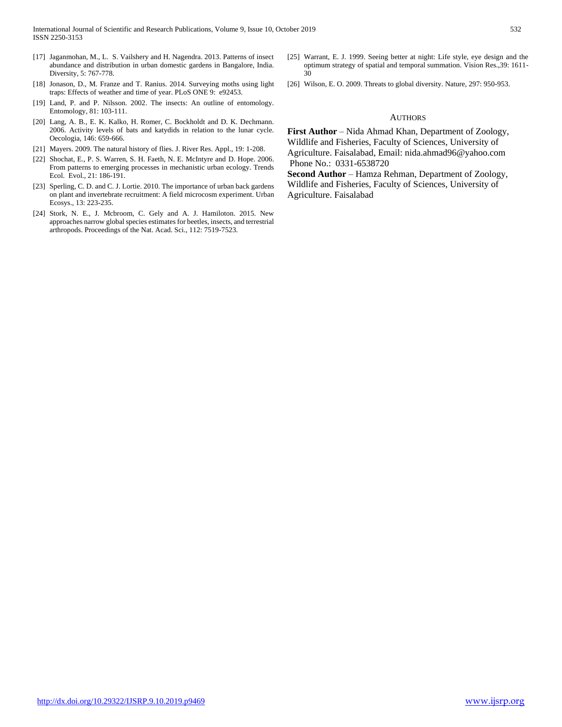[17] Jaganmohan, M., L. S. Vailshery and H. Nagendra. 2013. Patterns of insect abundance and distribution in urban domestic gardens in Bangalore, India. Diversity, 5: 767-778.

[18] Jonason, D., M. Franze and T. Ranius. 2014. Surveying moths using light traps: Effects of weather and time of year. PLoS ONE 9: e92453.

[19] Land, P. and P. Nilsson. 2002. The insects: An outline of entomology. Entomology, 81: 103-111.

[20] Lang, A. B., E. K. Kalko, H. Romer, C. Bockholdt and D. K. Dechmann. 2006. Activity levels of bats and katydids in relation to the lunar cycle. Oecologia, 146: 659-666.

[21] Mayers. 2009. The natural history of flies. J. River Res. Appl., 19: 1-208.

[22] Shochat, E., P. S. Warren, S. H. Faeth, N. E. McIntyre and D. Hope. 2006. From patterns to emerging processes in mechanistic urban ecology. Trends Ecol. Evol., 21: 186-191.

[23] Sperling, C. D. and C. J. Lortie. 2010. The importance of urban back gardens on plant and invertebrate recruitment: A field microcosm experiment. Urban Ecosys., 13: 223-235.

[24] Stork, N. E., J. Mcbroom, C. Gely and A. J. Hamiloton. 2015. New approaches narrow global species estimates for beetles, insects, and terrestrial arthropods. Proceedings of the Nat. Acad. Sci., 112: 7519-7523.

[25] Warrant, E. J. 1999. Seeing better at night: Life style, eye design and the optimum strategy of spatial and temporal summation. Vision Res.,39: 1611-30

[26] Wilson, E. O. 2009. Threats to global diversity. Nature, 297: 950-953.

## AUTHORS

**First Author** – Nida Ahmad Khan, Department of Zoology, Wildlife and Fisheries, Faculty of Sciences, University of Agriculture. Faisalabad, Email: nida.ahmad96@yahoo.com Phone No.: 0331-6538720

**Second Author** – Hamza Rehman, Department of Zoology, Wildlife and Fisheries, Faculty of Sciences, University of Agriculture. Faisalabad